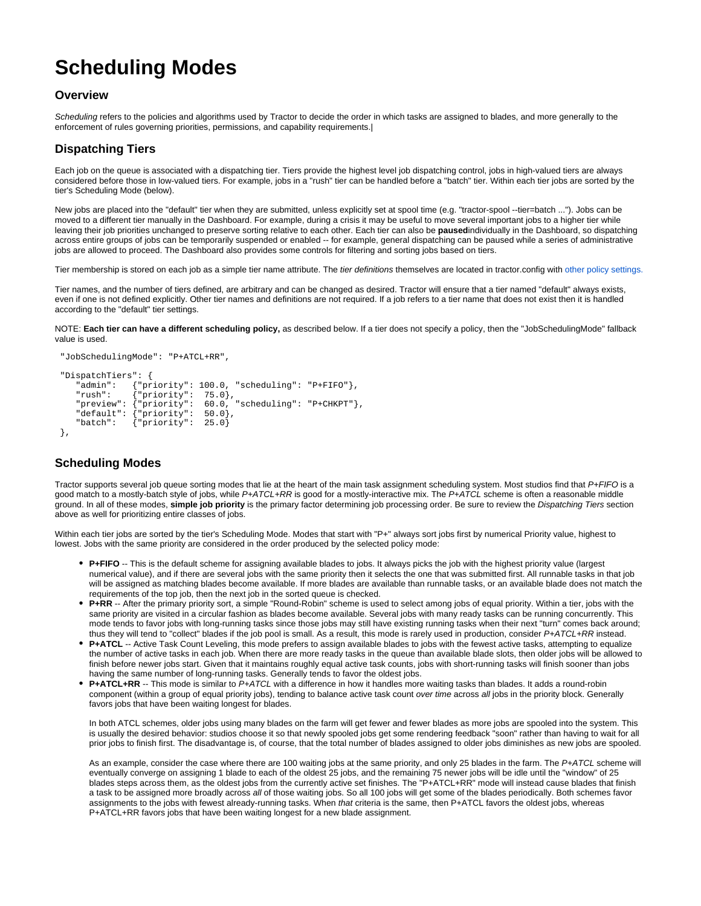# Scheduling Modes

## Overview

*Scheduling* refers to the policies and algorithms used by Tractor to decide the order in which tasks are assigned to blades, and more generally to the enforcement of rules governing priorities, permissions, and capability requirements.|

## Dispatching Tiers

Each job on the queue is associated with a dispatching tier. Tiers provide the highest level job dispatching control, jobs in high-valued tiers are always considered before those in low-valued tiers. For example, jobs in a "rush" tier can be handled before a "batch" tier. Within each tier jobs are sorted by the tier's Scheduling Mode (below).

New jobs are placed into the "default" tier when they are submitted, unless explicitly set at spool time (e.g. "tractor-spool --tier=batch ..."). Jobs can be moved to a different tier manually in the Dashboard. For example, during a crisis it may be useful to move several important jobs to a higher tier while leaving their job priorities unchanged to preserve sorting relative to each other. Each tier can also be **paused**individually in the Dashboard, so dispatching across entire groups of jobs can be temporarily suspended or enabled -- for example, general dispatching can be paused while a series of administrative jobs are allowed to proceed. The Dashboard also provides some controls for filtering and sorting jobs based on tiers.

Tier membership is stored on each job as a simple tier name attribute. The *tier definitions* themselves are located in tractor.config with other policy settings.

Tier names, and the number of tiers defined, are arbitrary and can be changed as desired. Tractor will ensure that a tier named "default" always exists, even if one is not defined explicitly. Other tier names and definitions are not required. If a job refers to a tier name that does not exist then it is handled according to the "default" tier settings.

NOTE: **Each tier can have a different scheduling policy,** as described below. If a tier does not specify a policy, then the "JobSchedulingMode" fallback value is used.

```
"JobSchedulingMode": "P+ATCL+RR",

"DispatchTiers": {
   "admin":   {"priority": 100.0, "scheduling": "P+FIFO"},
   "rush":    {"priority":  75.0},
   "preview": {"priority":  60.0, "scheduling": "P+CHKPT"},
   "default": {"priority":  50.0},
   "batch":   {"priority":  25.0}
},
```

## Scheduling Modes

Tractor supports several job queue sorting modes that lie at the heart of the main task assignment scheduling system. Most studios find that *P+FIFO* is a good match to a mostly-batch style of jobs, while *P+ATCL+RR* is good for a mostly-interactive mix. The *P+ATCL* scheme is often a reasonable middle ground. In all of these modes, **simple job priority** is the primary factor determining job processing order. Be sure to review the *Dispatching Tiers* section above as well for prioritizing entire classes of jobs.

Within each tier jobs are sorted by the tier's Scheduling Mode. Modes that start with "P+" always sort jobs first by numerical Priority value, highest to lowest. Jobs with the same priority are considered in the order produced by the selected policy mode:

- **P+FIFO** -- This is the default scheme for assigning available blades to jobs. It always picks the job with the highest priority value (largest numerical value), and if there are several jobs with the same priority then it selects the one that was submitted first. All runnable tasks in that job will be assigned as matching blades become available. If more blades are available than runnable tasks, or an available blade does not match the requirements of the top job, then the next job in the sorted queue is checked.
- **P+RR** -- After the primary priority sort, a simple "Round-Robin" scheme is used to select among jobs of equal priority. Within a tier, jobs with the same priority are visited in a circular fashion as blades become available. Several jobs with many ready tasks can be running concurrently. This mode tends to favor jobs with long-running tasks since those jobs may still have existing running tasks when their next "turn" comes back around; thus they will tend to "collect" blades if the job pool is small. As a result, this mode is rarely used in production, consider *P+ATCL+RR* instead.
- **P+ATCL** -- Active Task Count Leveling, this mode prefers to assign available blades to jobs with the fewest active tasks, attempting to equalize the number of active tasks in each job. When there are more ready tasks in the queue than available blade slots, then older jobs will be allowed to finish before newer jobs start. Given that it maintains roughly equal active task counts, jobs with short-running tasks will finish sooner than jobs having the same number of long-running tasks. Generally tends to favor the oldest jobs.
- **P+ATCL+RR** -- This mode is similar to *P+ATCL* with a difference in how it handles more waiting tasks than blades. It adds a round-robin component (within a group of equal priority jobs), tending to balance active task count *over time* across *all* jobs in the priority block. Generally favors jobs that have been waiting longest for blades.

  In both ATCL schemes, older jobs using many blades on the farm will get fewer and fewer blades as more jobs are spooled into the system. This is usually the desired behavior: studios choose it so that newly spooled jobs get some rendering feedback "soon" rather than having to wait for all prior jobs to finish first. The disadvantage is, of course, that the total number of blades assigned to older jobs diminishes as new jobs are spooled.

  As an example, consider the case where there are 100 waiting jobs at the same priority, and only 25 blades in the farm. The *P+ATCL* scheme will eventually converge on assigning 1 blade to each of the oldest 25 jobs, and the remaining 75 newer jobs will be idle until the "window" of 25 blades steps across them, as the oldest jobs from the currently active set finishes. The "P+ATCL+RR" mode will instead cause blades that finish a task to be assigned more broadly across *all* of those waiting jobs. So all 100 jobs will get some of the blades periodically. Both schemes favor assignments to the jobs with fewest already-running tasks. When *that* criteria is the same, then P+ATCL favors the oldest jobs, whereas P+ATCL+RR favors jobs that have been waiting longest for a new blade assignment.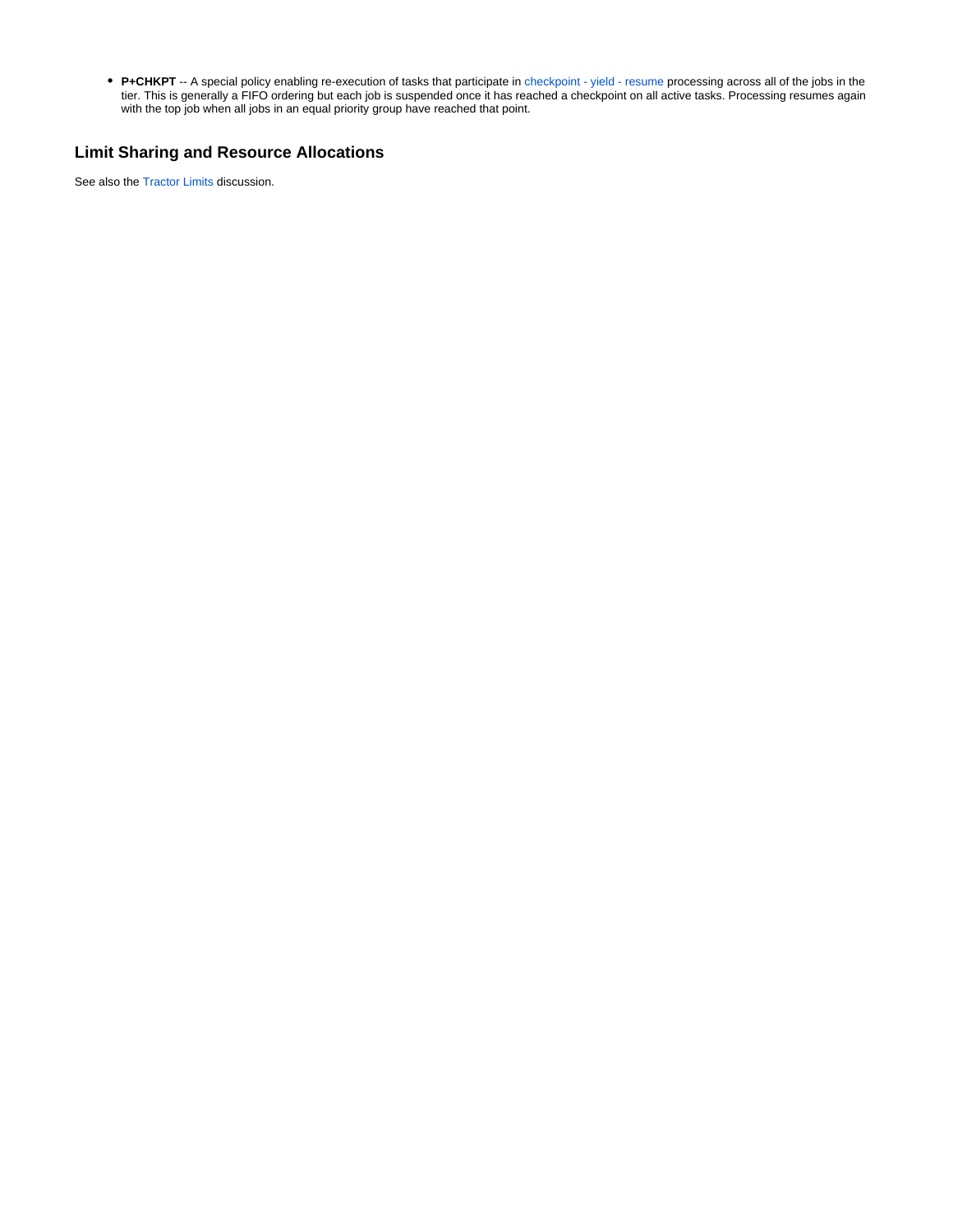- **P+CHKPT** -- A special policy enabling re-execution of tasks that participate in checkpoint - yield - resume processing across all of the jobs in the tier. This is generally a FIFO ordering but each job is suspended once it has reached a checkpoint on all active tasks. Processing resumes again with the top job when all jobs in an equal priority group have reached that point.

## Limit Sharing and Resource Allocations

See also the Tractor Limits discussion.